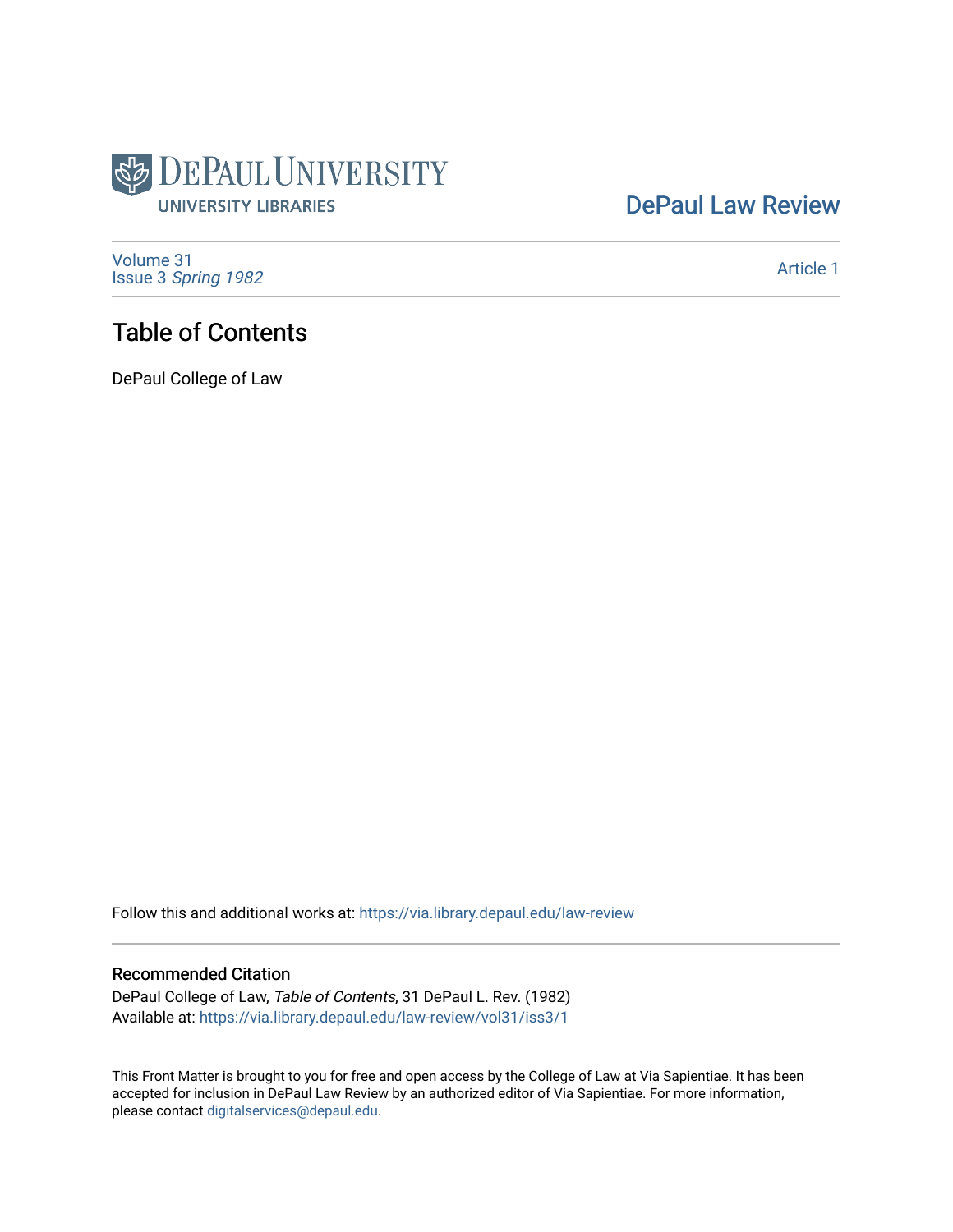DePaul University
UNIVERSITY LIBRARIES

DePaul Law Review

Volume 31
Issue 3 *Spring 1982*

Article 1

# Table of Contents

DePaul College of Law

Follow this and additional works at: https://via.library.depaul.edu/law-review

## Recommended Citation

DePaul College of Law, *Table of Contents*, 31 DePaul L. Rev. (1982)
Available at: https://via.library.depaul.edu/law-review/vol31/iss3/1

This Front Matter is brought to you for free and open access by the College of Law at Via Sapientiae. It has been accepted for inclusion in DePaul Law Review by an authorized editor of Via Sapientiae. For more information, please contact digitalservices@depaul.edu.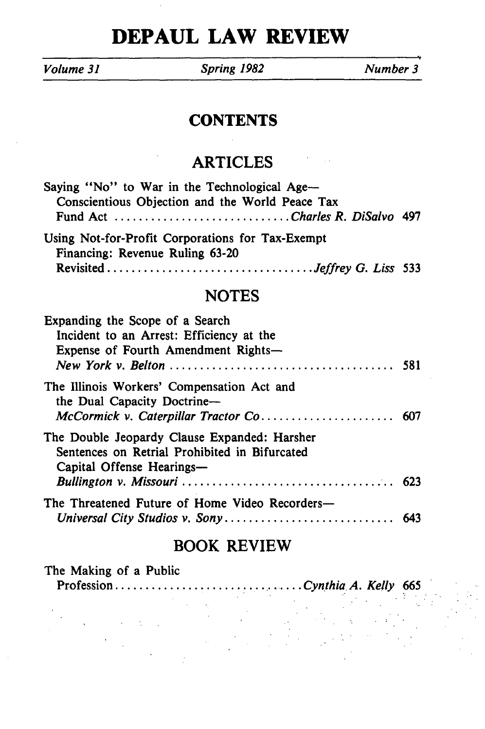# DEPAUL LAW REVIEW

*Volume 31* | *Spring 1982* | *Number 3*

## CONTENTS

## ARTICLES

Saying "No" to War in the Technological Age—Conscientious Objection and the World Peace Tax Fund Act . . . . . . . . . . . . *Charles R. DiSalvo* 497

Using Not-for-Profit Corporations for Tax-Exempt Financing: Revenue Ruling 63-20 Revisited . . . . . . . . . . . . *Jeffrey G. Liss* 533

## NOTES

Expanding the Scope of a Search Incident to an Arrest: Efficiency at the Expense of Fourth Amendment Rights—*New York v. Belton* . . . . . . . . . . . . 581

The Illinois Workers' Compensation Act and the Dual Capacity Doctrine—*McCormick v. Caterpillar Tractor Co.* . . . . . . . . . . . . 607

The Double Jeopardy Clause Expanded: Harsher Sentences on Retrial Prohibited in Bifurcated Capital Offense Hearings—*Bullington v. Missouri* . . . . . . . . . . . . 623

The Threatened Future of Home Video Recorders—*Universal City Studios v. Sony* . . . . . . . . . . . . 643

## BOOK REVIEW

The Making of a Public Profession . . . . . . . . . . . . *Cynthia A. Kelly* 665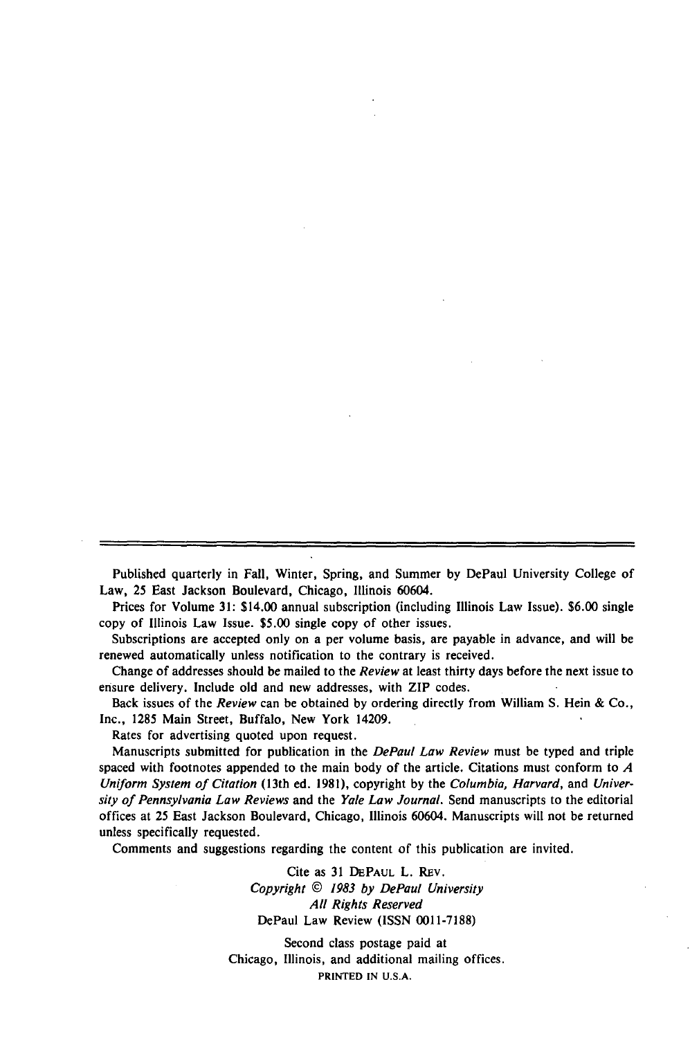Published quarterly in Fall, Winter, Spring, and Summer by DePaul University College of Law, 25 East Jackson Boulevard, Chicago, Illinois 60604.

Prices for Volume 31: $14.00 annual subscription (including Illinois Law Issue). $6.00 single copy of Illinois Law Issue. $5.00 single copy of other issues.

Subscriptions are accepted only on a per volume basis, are payable in advance, and will be renewed automatically unless notification to the contrary is received.

Change of addresses should be mailed to the *Review* at least thirty days before the next issue to ensure delivery. Include old and new addresses, with ZIP codes.

Back issues of the *Review* can be obtained by ordering directly from William S. Hein & Co., Inc., 1285 Main Street, Buffalo, New York 14209.

Rates for advertising quoted upon request.

Manuscripts submitted for publication in the *DePaul Law Review* must be typed and triple spaced with footnotes appended to the main body of the article. Citations must conform to *A Uniform System of Citation* (13th ed. 1981), copyright by the *Columbia, Harvard*, and *University of Pennsylvania Law Reviews* and the *Yale Law Journal*. Send manuscripts to the editorial offices at 25 East Jackson Boulevard, Chicago, Illinois 60604. Manuscripts will not be returned unless specifically requested.

Comments and suggestions regarding the content of this publication are invited.

Cite as 31 DePaul L. Rev.

*Copyright © 1983 by DePaul University*

*All Rights Reserved*

DePaul Law Review (ISSN 0011-7188)

Second class postage paid at
Chicago, Illinois, and additional mailing offices.

PRINTED IN U.S.A.